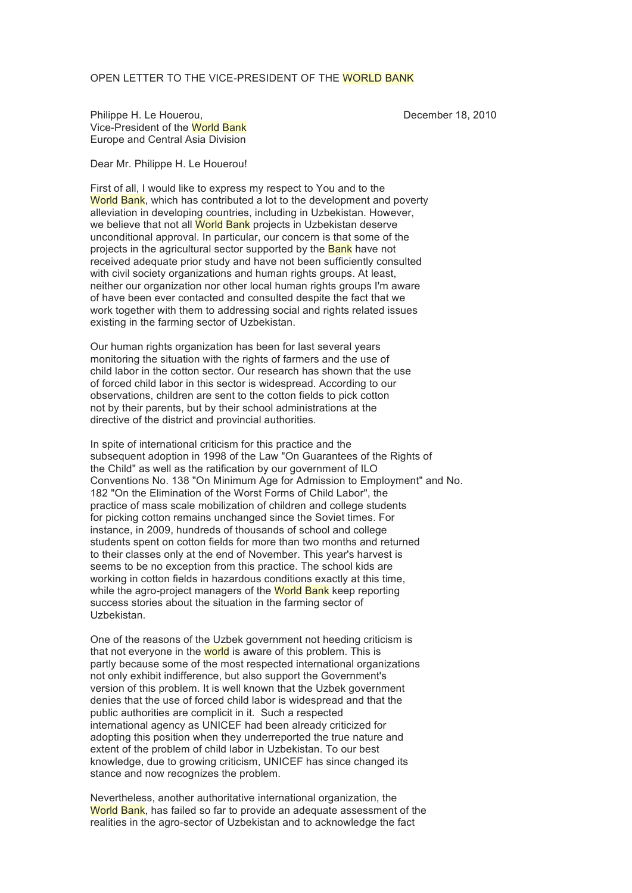OPEN LETTER TO THE VICE-PRESIDENT OF THE WORLD BANK

Philippe H. Le Houerou,
Vice-President of the World Bank
Europe and Central Asia Division

December 18, 2010

Dear Mr. Philippe H. Le Houerou!

First of all, I would like to express my respect to You and to the World Bank, which has contributed a lot to the development and poverty alleviation in developing countries, including in Uzbekistan. However, we believe that not all World Bank projects in Uzbekistan deserve unconditional approval. In particular, our concern is that some of the projects in the agricultural sector supported by the Bank have not received adequate prior study and have not been sufficiently consulted with civil society organizations and human rights groups. At least, neither our organization nor other local human rights groups I'm aware of have been ever contacted and consulted despite the fact that we work together with them to addressing social and rights related issues existing in the farming sector of Uzbekistan.

Our human rights organization has been for last several years monitoring the situation with the rights of farmers and the use of child labor in the cotton sector. Our research has shown that the use of forced child labor in this sector is widespread. According to our observations, children are sent to the cotton fields to pick cotton not by their parents, but by their school administrations at the directive of the district and provincial authorities.

In spite of international criticism for this practice and the subsequent adoption in 1998 of the Law "On Guarantees of the Rights of the Child" as well as the ratification by our government of ILO Conventions No. 138 "On Minimum Age for Admission to Employment" and No. 182 "On the Elimination of the Worst Forms of Child Labor", the practice of mass scale mobilization of children and college students for picking cotton remains unchanged since the Soviet times. For instance, in 2009, hundreds of thousands of school and college students spent on cotton fields for more than two months and returned to their classes only at the end of November. This year's harvest is seems to be no exception from this practice. The school kids are working in cotton fields in hazardous conditions exactly at this time, while the agro-project managers of the World Bank keep reporting success stories about the situation in the farming sector of Uzbekistan.

One of the reasons of the Uzbek government not heeding criticism is that not everyone in the world is aware of this problem. This is partly because some of the most respected international organizations not only exhibit indifference, but also support the Government's version of this problem. It is well known that the Uzbek government denies that the use of forced child labor is widespread and that the public authorities are complicit in it. Such a respected international agency as UNICEF had been already criticized for adopting this position when they underreported the true nature and extent of the problem of child labor in Uzbekistan. To our best knowledge, due to growing criticism, UNICEF has since changed its stance and now recognizes the problem.

Nevertheless, another authoritative international organization, the World Bank, has failed so far to provide an adequate assessment of the realities in the agro-sector of Uzbekistan and to acknowledge the fact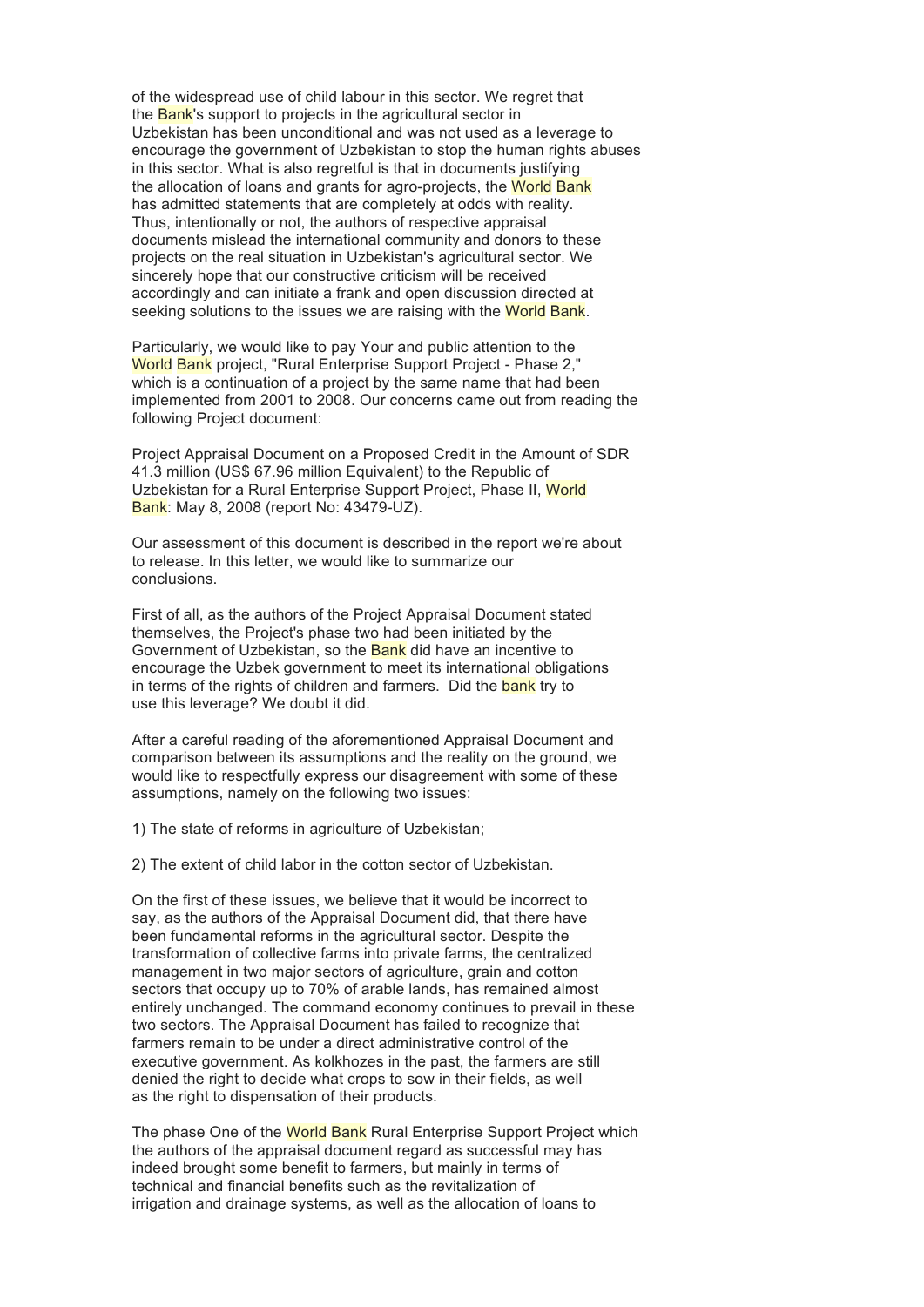of the widespread use of child labour in this sector. We regret that the Bank's support to projects in the agricultural sector in Uzbekistan has been unconditional and was not used as a leverage to encourage the government of Uzbekistan to stop the human rights abuses in this sector. What is also regretful is that in documents justifying the allocation of loans and grants for agro-projects, the World Bank has admitted statements that are completely at odds with reality. Thus, intentionally or not, the authors of respective appraisal documents mislead the international community and donors to these projects on the real situation in Uzbekistan's agricultural sector. We sincerely hope that our constructive criticism will be received accordingly and can initiate a frank and open discussion directed at seeking solutions to the issues we are raising with the World Bank.

Particularly, we would like to pay Your and public attention to the World Bank project, "Rural Enterprise Support Project - Phase 2," which is a continuation of a project by the same name that had been implemented from 2001 to 2008. Our concerns came out from reading the following Project document:

Project Appraisal Document on a Proposed Credit in the Amount of SDR 41.3 million (US$ 67.96 million Equivalent) to the Republic of Uzbekistan for a Rural Enterprise Support Project, Phase II, World Bank: May 8, 2008 (report No: 43479-UZ).

Our assessment of this document is described in the report we're about to release. In this letter, we would like to summarize our conclusions.

First of all, as the authors of the Project Appraisal Document stated themselves, the Project's phase two had been initiated by the Government of Uzbekistan, so the Bank did have an incentive to encourage the Uzbek government to meet its international obligations in terms of the rights of children and farmers. Did the bank try to use this leverage? We doubt it did.

After a careful reading of the aforementioned Appraisal Document and comparison between its assumptions and the reality on the ground, we would like to respectfully express our disagreement with some of these assumptions, namely on the following two issues:

1) The state of reforms in agriculture of Uzbekistan;

2) The extent of child labor in the cotton sector of Uzbekistan.

On the first of these issues, we believe that it would be incorrect to say, as the authors of the Appraisal Document did, that there have been fundamental reforms in the agricultural sector. Despite the transformation of collective farms into private farms, the centralized management in two major sectors of agriculture, grain and cotton sectors that occupy up to 70% of arable lands, has remained almost entirely unchanged. The command economy continues to prevail in these two sectors. The Appraisal Document has failed to recognize that farmers remain to be under a direct administrative control of the executive government. As kolkhozes in the past, the farmers are still denied the right to decide what crops to sow in their fields, as well as the right to dispensation of their products.

The phase One of the World Bank Rural Enterprise Support Project which the authors of the appraisal document regard as successful may has indeed brought some benefit to farmers, but mainly in terms of technical and financial benefits such as the revitalization of irrigation and drainage systems, as well as the allocation of loans to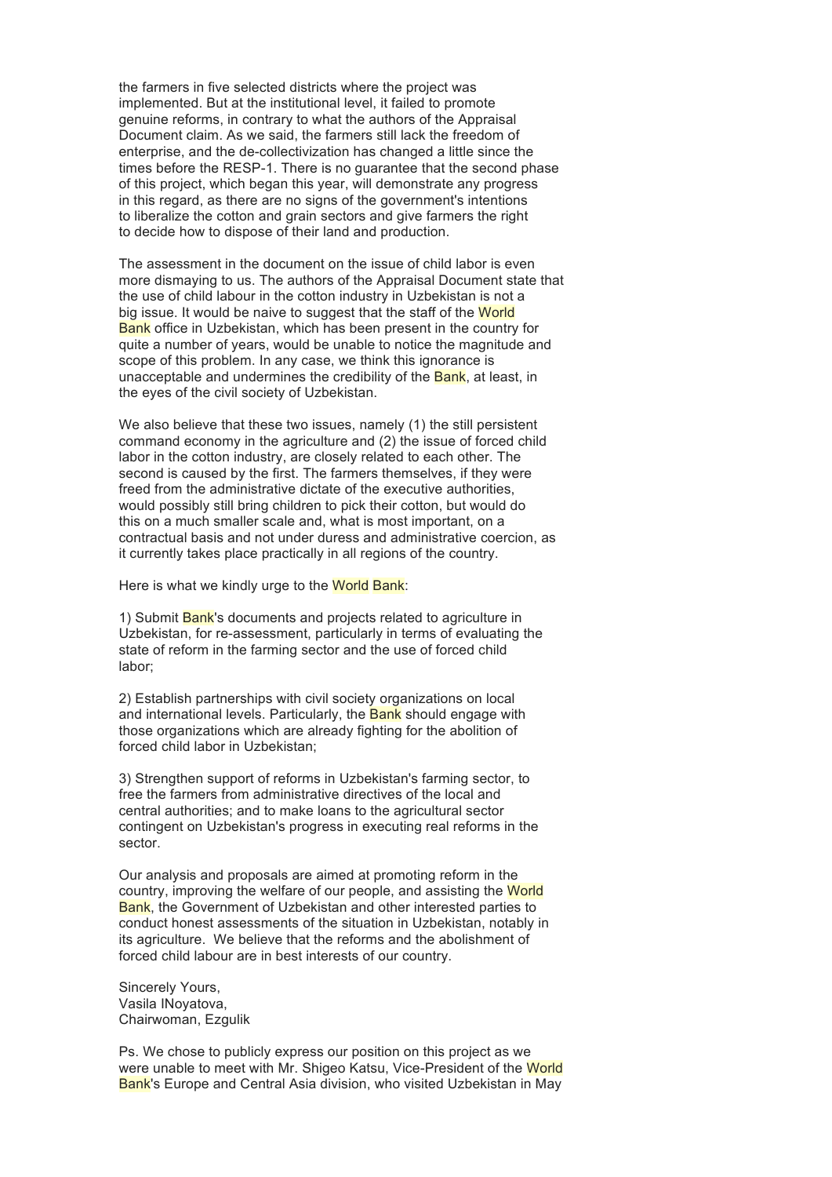the farmers in five selected districts where the project was implemented. But at the institutional level, it failed to promote genuine reforms, in contrary to what the authors of the Appraisal Document claim. As we said, the farmers still lack the freedom of enterprise, and the de-collectivization has changed a little since the times before the RESP-1. There is no guarantee that the second phase of this project, which began this year, will demonstrate any progress in this regard, as there are no signs of the government's intentions to liberalize the cotton and grain sectors and give farmers the right to decide how to dispose of their land and production.

The assessment in the document on the issue of child labor is even more dismaying to us. The authors of the Appraisal Document state that the use of child labour in the cotton industry in Uzbekistan is not a big issue. It would be naive to suggest that the staff of the World Bank office in Uzbekistan, which has been present in the country for quite a number of years, would be unable to notice the magnitude and scope of this problem. In any case, we think this ignorance is unacceptable and undermines the credibility of the Bank, at least, in the eyes of the civil society of Uzbekistan.

We also believe that these two issues, namely (1) the still persistent command economy in the agriculture and (2) the issue of forced child labor in the cotton industry, are closely related to each other. The second is caused by the first. The farmers themselves, if they were freed from the administrative dictate of the executive authorities, would possibly still bring children to pick their cotton, but would do this on a much smaller scale and, what is most important, on a contractual basis and not under duress and administrative coercion, as it currently takes place practically in all regions of the country.

Here is what we kindly urge to the World Bank:

1) Submit Bank's documents and projects related to agriculture in Uzbekistan, for re-assessment, particularly in terms of evaluating the state of reform in the farming sector and the use of forced child labor;

2) Establish partnerships with civil society organizations on local and international levels. Particularly, the Bank should engage with those organizations which are already fighting for the abolition of forced child labor in Uzbekistan;

3) Strengthen support of reforms in Uzbekistan's farming sector, to free the farmers from administrative directives of the local and central authorities; and to make loans to the agricultural sector contingent on Uzbekistan's progress in executing real reforms in the sector.

Our analysis and proposals are aimed at promoting reform in the country, improving the welfare of our people, and assisting the World Bank, the Government of Uzbekistan and other interested parties to conduct honest assessments of the situation in Uzbekistan, notably in its agriculture. We believe that the reforms and the abolishment of forced child labour are in best interests of our country.

Sincerely Yours,
Vasila INoyatova,
Chairwoman, Ezgulik

Ps. We chose to publicly express our position on this project as we were unable to meet with Mr. Shigeo Katsu, Vice-President of the World Bank's Europe and Central Asia division, who visited Uzbekistan in May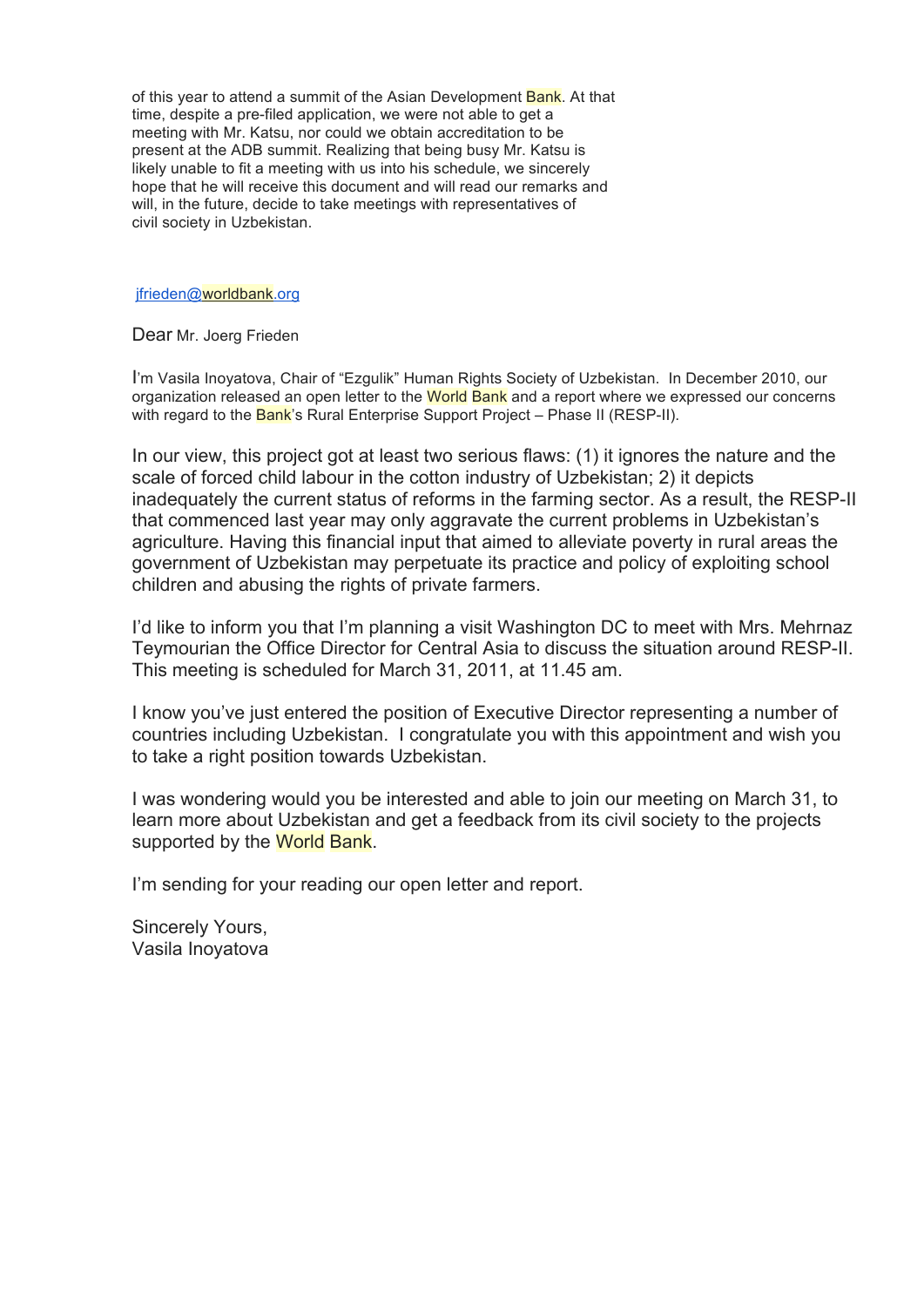of this year to attend a summit of the Asian Development Bank. At that time, despite a pre-filed application, we were not able to get a meeting with Mr. Katsu, nor could we obtain accreditation to be present at the ADB summit. Realizing that being busy Mr. Katsu is likely unable to fit a meeting with us into his schedule, we sincerely hope that he will receive this document and will read our remarks and will, in the future, decide to take meetings with representatives of civil society in Uzbekistan.

jfrieden@worldbank.org

Dear Mr. Joerg Frieden

I'm Vasila Inoyatova, Chair of "Ezgulik" Human Rights Society of Uzbekistan. In December 2010, our organization released an open letter to the World Bank and a report where we expressed our concerns with regard to the Bank's Rural Enterprise Support Project – Phase II (RESP-II).

In our view, this project got at least two serious flaws: (1) it ignores the nature and the scale of forced child labour in the cotton industry of Uzbekistan; 2) it depicts inadequately the current status of reforms in the farming sector. As a result, the RESP-II that commenced last year may only aggravate the current problems in Uzbekistan's agriculture. Having this financial input that aimed to alleviate poverty in rural areas the government of Uzbekistan may perpetuate its practice and policy of exploiting school children and abusing the rights of private farmers.

I'd like to inform you that I'm planning a visit Washington DC to meet with Mrs. Mehrnaz Teymourian the Office Director for Central Asia to discuss the situation around RESP-II. This meeting is scheduled for March 31, 2011, at 11.45 am.

I know you've just entered the position of Executive Director representing a number of countries including Uzbekistan. I congratulate you with this appointment and wish you to take a right position towards Uzbekistan.

I was wondering would you be interested and able to join our meeting on March 31, to learn more about Uzbekistan and get a feedback from its civil society to the projects supported by the World Bank.

I'm sending for your reading our open letter and report.

Sincerely Yours,
Vasila Inoyatova